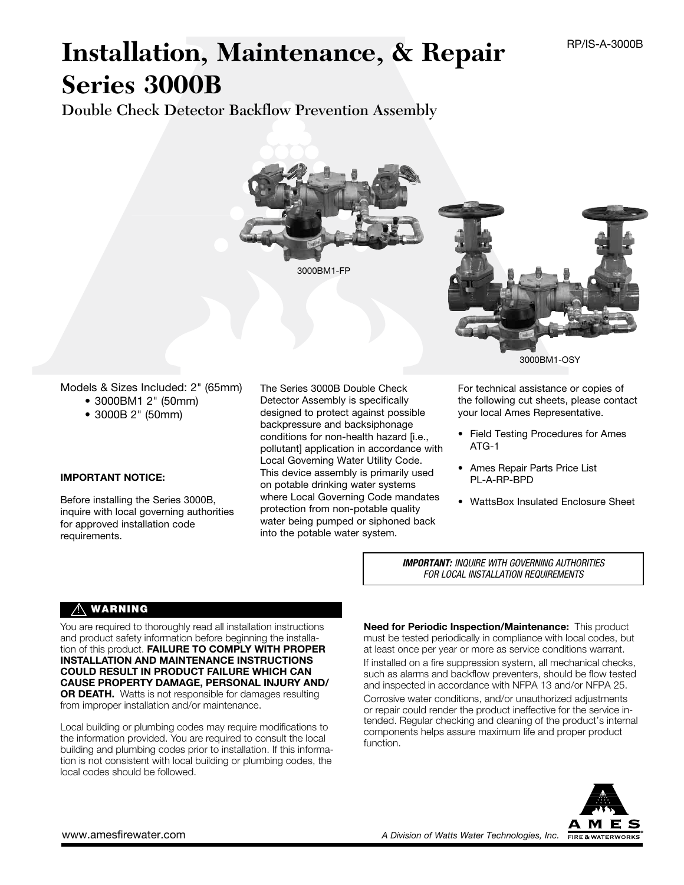RP/IS-A-3000B

# Installation, Maintenance, & Repair Series 3000B

## Double Check Detector Backflow Prevention Assembly

3000BM1-FP

3000BM1-OSY

Models & Sizes Included: 2" (65mm)

- 3000BM1 2" (50mm)
- 3000B 2" (50mm)

**IMPORTANT NOTICE:**

Before installing the Series 3000B, inquire with local governing authorities for approved installation code requirements.

The Series 3000B Double Check Detector Assembly is specifically designed to protect against possible backpressure and backsiphonage conditions for non-health hazard [i.e., pollutant] application in accordance with Local Governing Water Utility Code. This device assembly is primarily used on potable drinking water systems where Local Governing Code mandates protection from non-potable quality water being pumped or siphoned back into the potable water system.

For technical assistance or copies of the following cut sheets, please contact your local Ames Representative.

- Field Testing Procedures for Ames ATG-1
- Ames Repair Parts Price List PL-A-RP-BPD
- WattsBox Insulated Enclosure Sheet

***IMPORTANT:** INQUIRE WITH GOVERNING AUTHORITIES FOR LOCAL INSTALLATION REQUIREMENTS*

**⚠ WARNING**

You are required to thoroughly read all installation instructions and product safety information before beginning the installation of this product. **FAILURE TO COMPLY WITH PROPER INSTALLATION AND MAINTENANCE INSTRUCTIONS COULD RESULT IN PRODUCT FAILURE WHICH CAN CAUSE PROPERTY DAMAGE, PERSONAL INJURY AND/OR DEATH.** Watts is not responsible for damages resulting from improper installation and/or maintenance.

Local building or plumbing codes may require modifications to the information provided. You are required to consult the local building and plumbing codes prior to installation. If this information is not consistent with local building or plumbing codes, the local codes should be followed.

**Need for Periodic Inspection/Maintenance:** This product must be tested periodically in compliance with local codes, but at least once per year or more as service conditions warrant.

If installed on a fire suppression system, all mechanical checks, such as alarms and backflow preventers, should be flow tested and inspected in accordance with NFPA 13 and/or NFPA 25.

Corrosive water conditions, and/or unauthorized adjustments or repair could render the product ineffective for the service intended. Regular checking and cleaning of the product's internal components helps assure maximum life and proper product function.

www.amesfirewater.com

*A Division of Watts Water Technologies, Inc.*

AMES FIRE & WATERWORKS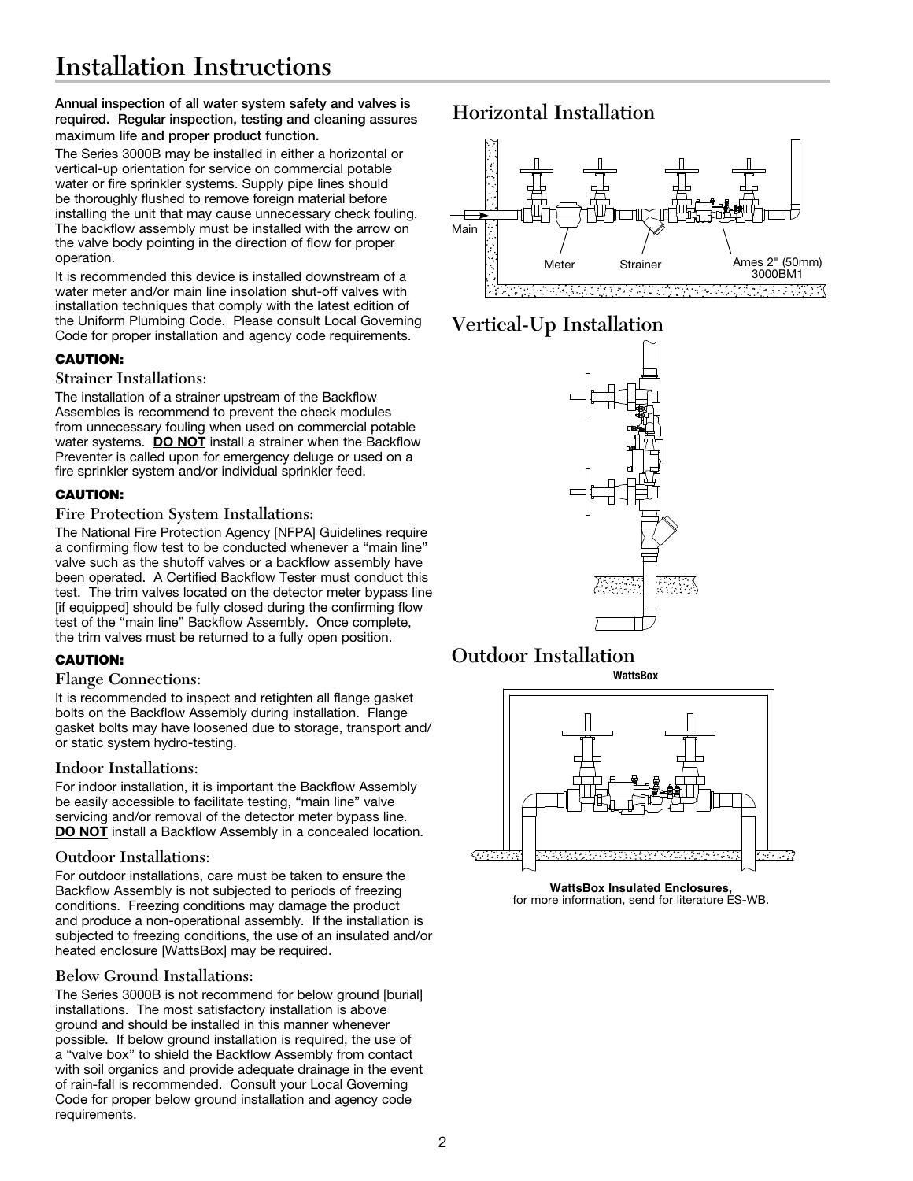# Installation Instructions

**Annual inspection of all water system safety and valves is required. Regular inspection, testing and cleaning assures maximum life and proper product function.**

The Series 3000B may be installed in either a horizontal or vertical-up orientation for service on commercial potable water or fire sprinkler systems. Supply pipe lines should be thoroughly flushed to remove foreign material before installing the unit that may cause unnecessary check fouling. The backflow assembly must be installed with the arrow on the valve body pointing in the direction of flow for proper operation.

It is recommended this device is installed downstream of a water meter and/or main line insolation shut-off valves with installation techniques that comply with the latest edition of the Uniform Plumbing Code. Please consult Local Governing Code for proper installation and agency code requirements.

**CAUTION:**

### Strainer Installations:

The installation of a strainer upstream of the Backflow Assembles is recommend to prevent the check modules from unnecessary fouling when used on commercial potable water systems. **DO NOT** install a strainer when the Backflow Preventer is called upon for emergency deluge or used on a fire sprinkler system and/or individual sprinkler feed.

**CAUTION:**

### Fire Protection System Installations:

The National Fire Protection Agency [NFPA] Guidelines require a confirming flow test to be conducted whenever a "main line" valve such as the shutoff valves or a backflow assembly have been operated. A Certified Backflow Tester must conduct this test. The trim valves located on the detector meter bypass line [if equipped] should be fully closed during the confirming flow test of the "main line" Backflow Assembly. Once complete, the trim valves must be returned to a fully open position.

**CAUTION:**

### Flange Connections:

It is recommended to inspect and retighten all flange gasket bolts on the Backflow Assembly during installation. Flange gasket bolts may have loosened due to storage, transport and/or static system hydro-testing.

### Indoor Installations:

For indoor installation, it is important the Backflow Assembly be easily accessible to facilitate testing, "main line" valve servicing and/or removal of the detector meter bypass line. **DO NOT** install a Backflow Assembly in a concealed location.

### Outdoor Installations:

For outdoor installations, care must be taken to ensure the Backflow Assembly is not subjected to periods of freezing conditions. Freezing conditions may damage the product and produce a non-operational assembly. If the installation is subjected to freezing conditions, the use of an insulated and/or heated enclosure [WattsBox] may be required.

### Below Ground Installations:

The Series 3000B is not recommend for below ground [burial] installations. The most satisfactory installation is above ground and should be installed in this manner whenever possible. If below ground installation is required, the use of a "valve box" to shield the Backflow Assembly from contact with soil organics and provide adequate drainage in the event of rain-fall is recommended. Consult your Local Governing Code for proper below ground installation and agency code requirements.

## Horizontal Installation

Main

Meter

Strainer

Ames 2" (50mm) 3000BM1

## Vertical-Up Installation

## Outdoor Installation

WattsBox

**WattsBox Insulated Enclosures,**
for more information, send for literature ES-WB.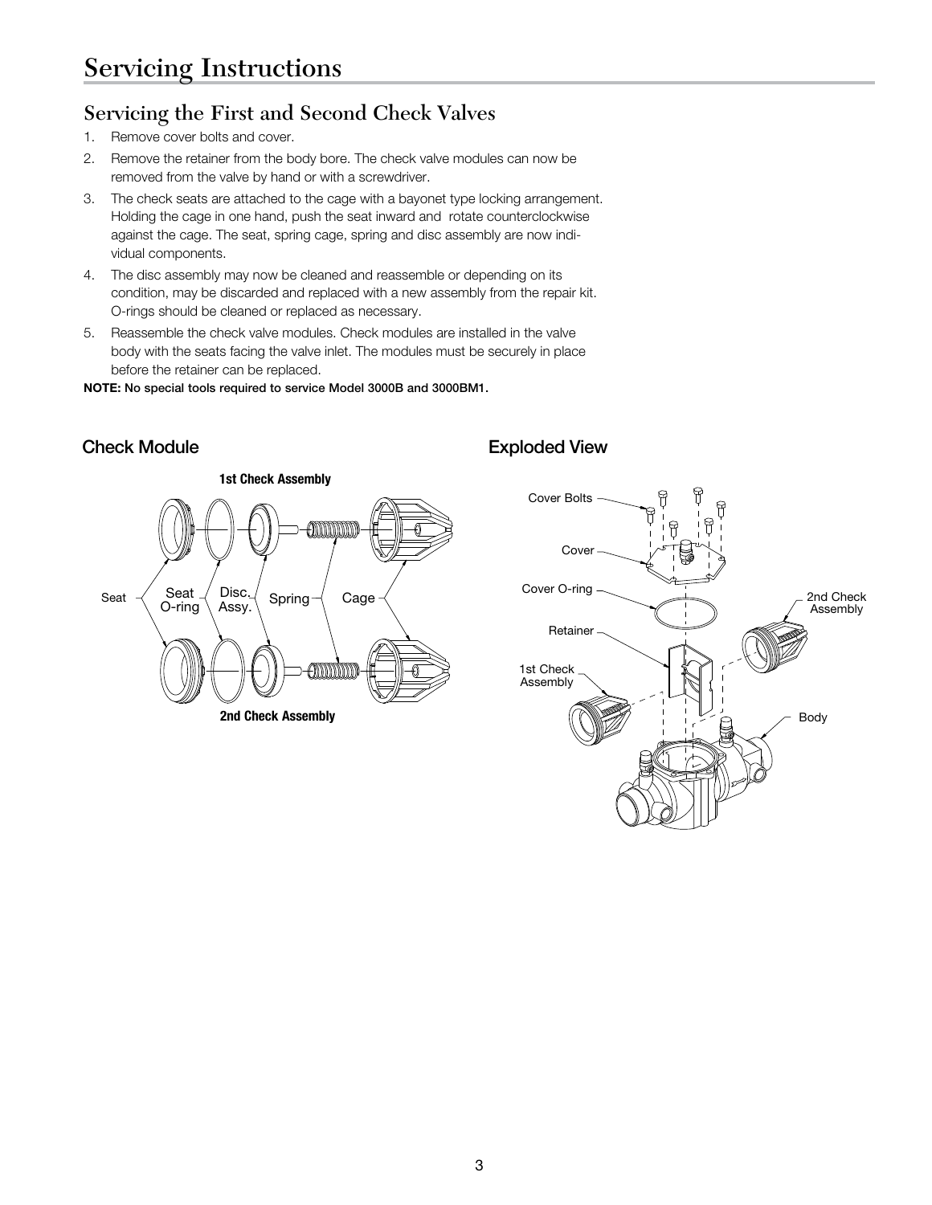# Servicing Instructions

## Servicing the First and Second Check Valves

1. Remove cover bolts and cover.
2. Remove the retainer from the body bore. The check valve modules can now be removed from the valve by hand or with a screwdriver.
3. The check seats are attached to the cage with a bayonet type locking arrangement. Holding the cage in one hand, push the seat inward and rotate counterclockwise against the cage. The seat, spring cage, spring and disc assembly are now individual components.
4. The disc assembly may now be cleaned and reassemble or depending on its condition, may be discarded and replaced with a new assembly from the repair kit. O-rings should be cleaned or replaced as necessary.
5. Reassemble the check valve modules. Check modules are installed in the valve body with the seats facing the valve inlet. The modules must be securely in place before the retainer can be replaced.

**NOTE: No special tools required to service Model 3000B and 3000BM1.**

### Check Module

1st Check Assembly

Seat — Seat O-ring — Disc. Assy. — Spring — Cage

2nd Check Assembly

### Exploded View

Cover Bolts

Cover

Cover O-ring

Retainer

1st Check Assembly

2nd Check Assembly

Body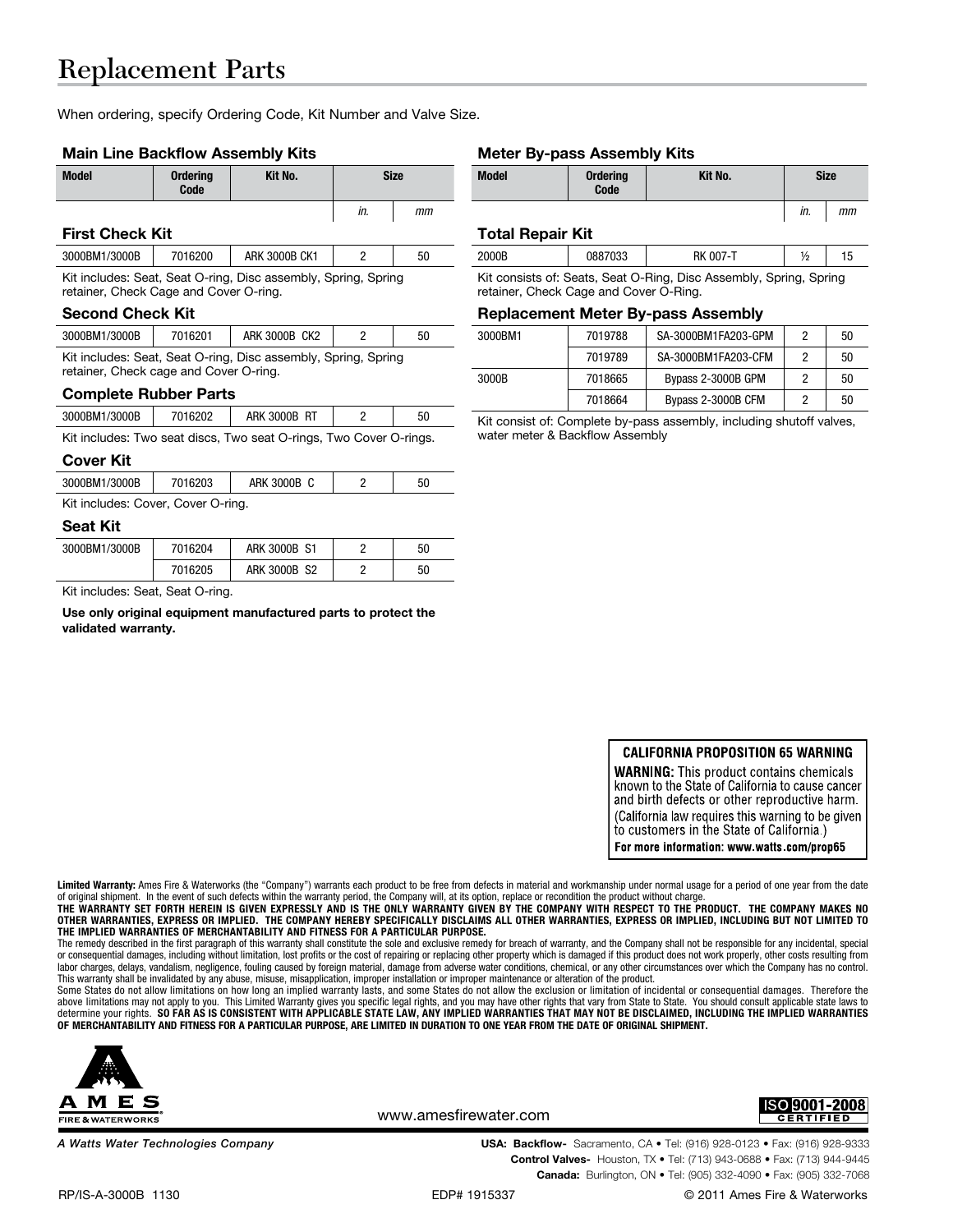# Replacement Parts

When ordering, specify Ordering Code, Kit Number and Valve Size.

### Main Line Backflow Assembly Kits

| Model | Ordering Code | Kit No. | Size | |
|---|---|---|---|---|
| | | | *in.* | *mm* |

**First Check Kit**

| Model | Ordering Code | Kit No. | in. | mm |
|---|---|---|---|---|
| 3000BM1/3000B | 7016200 | ARK 3000B CK1 | 2 | 50 |

Kit includes: Seat, Seat O-ring, Disc assembly, Spring, Spring retainer, Check Cage and Cover O-ring.

**Second Check Kit**

| Model | Ordering Code | Kit No. | in. | mm |
|---|---|---|---|---|
| 3000BM1/3000B | 7016201 | ARK 3000B CK2 | 2 | 50 |

Kit includes: Seat, Seat O-ring, Disc assembly, Spring, Spring retainer, Check cage and Cover O-ring.

**Complete Rubber Parts**

| Model | Ordering Code | Kit No. | in. | mm |
|---|---|---|---|---|
| 3000BM1/3000B | 7016202 | ARK 3000B RT | 2 | 50 |

Kit includes: Two seat discs, Two seat O-rings, Two Cover O-rings.

**Cover Kit**

| Model | Ordering Code | Kit No. | in. | mm |
|---|---|---|---|---|
| 3000BM1/3000B | 7016203 | ARK 3000B C | 2 | 50 |

Kit includes: Cover, Cover O-ring.

**Seat Kit**

| Model | Ordering Code | Kit No. | in. | mm |
|---|---|---|---|---|
| 3000BM1/3000B | 7016204 | ARK 3000B S1 | 2 | 50 |
| | 7016205 | ARK 3000B S2 | 2 | 50 |

Kit includes: Seat, Seat O-ring.

**Use only original equipment manufactured parts to protect the validated warranty.**

### Meter By-pass Assembly Kits

| Model | Ordering Code | Kit No. | Size | |
|---|---|---|---|---|
| | | | *in.* | *mm* |

**Total Repair Kit**

| Model | Ordering Code | Kit No. | in. | mm |
|---|---|---|---|---|
| 2000B | 0887033 | RK 007-T | ½ | 15 |

Kit consists of: Seats, Seat O-Ring, Disc Assembly, Spring, Spring retainer, Check Cage and Cover O-Ring.

**Replacement Meter By-pass Assembly**

| Model | Ordering Code | Kit No. | in. | mm |
|---|---|---|---|---|
| 3000BM1 | 7019788 | SA-3000BM1FA203-GPM | 2 | 50 |
| | 7019789 | SA-3000BM1FA203-CFM | 2 | 50 |
| 3000B | 7018665 | Bypass 2-3000B GPM | 2 | 50 |
| | 7018664 | Bypass 2-3000B CFM | 2 | 50 |

Kit consist of: Complete by-pass assembly, including shutoff valves, water meter & Backflow Assembly

**CALIFORNIA PROPOSITION 65 WARNING**

**WARNING:** This product contains chemicals known to the State of California to cause cancer and birth defects or other reproductive harm. (California law requires this warning to be given to customers in the State of California.)

**For more information: www.watts.com/prop65**

**Limited Warranty:** Ames Fire & Waterworks (the "Company") warrants each product to be free from defects in material and workmanship under normal usage for a period of one year from the date of original shipment. In the event of such defects within the warranty period, the Company will, at its option, replace or recondition the product without charge.

**THE WARRANTY SET FORTH HEREIN IS GIVEN EXPRESSLY AND IS THE ONLY WARRANTY GIVEN BY THE COMPANY WITH RESPECT TO THE PRODUCT. THE COMPANY MAKES NO OTHER WARRANTIES, EXPRESS OR IMPLIED. THE COMPANY HEREBY SPECIFICALLY DISCLAIMS ALL OTHER WARRANTIES, EXPRESS OR IMPLIED, INCLUDING BUT NOT LIMITED TO THE IMPLIED WARRANTIES OF MERCHANTABILITY AND FITNESS FOR A PARTICULAR PURPOSE.**

The remedy described in the first paragraph of this warranty shall constitute the sole and exclusive remedy for breach of warranty, and the Company shall not be responsible for any incidental, special or consequential damages, including without limitation, lost profits or the cost of repairing or replacing other property which is damaged if this product does not work properly, other costs resulting from labor charges, delays, vandalism, negligence, fouling caused by foreign material, damage from adverse water conditions, chemical, or any other circumstances over which the Company has no control. This warranty shall be invalidated by any abuse, misuse, misapplication, improper installation or improper maintenance or alteration of the product.

Some States do not allow limitations on how long an implied warranty lasts, and some States do not allow the exclusion or limitation of incidental or consequential damages. Therefore the above limitations may not apply to you. This Limited Warranty gives you specific legal rights, and you may have other rights that vary from State to State. You should consult applicable state laws to determine your rights. **SO FAR AS IS CONSISTENT WITH APPLICABLE STATE LAW, ANY IMPLIED WARRANTIES THAT MAY NOT BE DISCLAIMED, INCLUDING THE IMPLIED WARRANTIES OF MERCHANTABILITY AND FITNESS FOR A PARTICULAR PURPOSE, ARE LIMITED IN DURATION TO ONE YEAR FROM THE DATE OF ORIGINAL SHIPMENT.**

AMES FIRE & WATERWORKS

www.amesfirewater.com

ISO 9001-2008 CERTIFIED

*A Watts Water Technologies Company*

**USA: Backflow-** Sacramento, CA • Tel: (916) 928-0123 • Fax: (916) 928-9333
**Control Valves-** Houston, TX • Tel: (713) 943-0688 • Fax: (713) 944-9445
**Canada:** Burlington, ON • Tel: (905) 332-4090 • Fax: (905) 332-7068

RP/IS-A-3000B 1130 EDP# 1915337 © 2011 Ames Fire & Waterworks